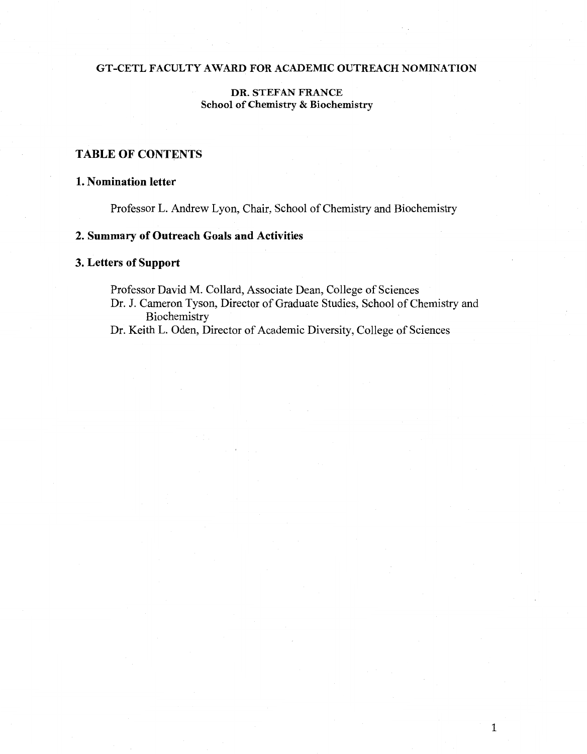**GT-CETL FACULTY AWARD FOR ACADEMIC OUTREACH NOMINATION**

**DR. STEFAN FRANCE**
**School of Chemistry & Biochemistry**

## TABLE OF CONTENTS

### 1. Nomination letter

Professor L. Andrew Lyon, Chair, School of Chemistry and Biochemistry

### 2. Summary of Outreach Goals and Activities

### 3. Letters of Support

Professor David M. Collard, Associate Dean, College of Sciences
Dr. J. Cameron Tyson, Director of Graduate Studies, School of Chemistry and Biochemistry
Dr. Keith L. Oden, Director of Academic Diversity, College of Sciences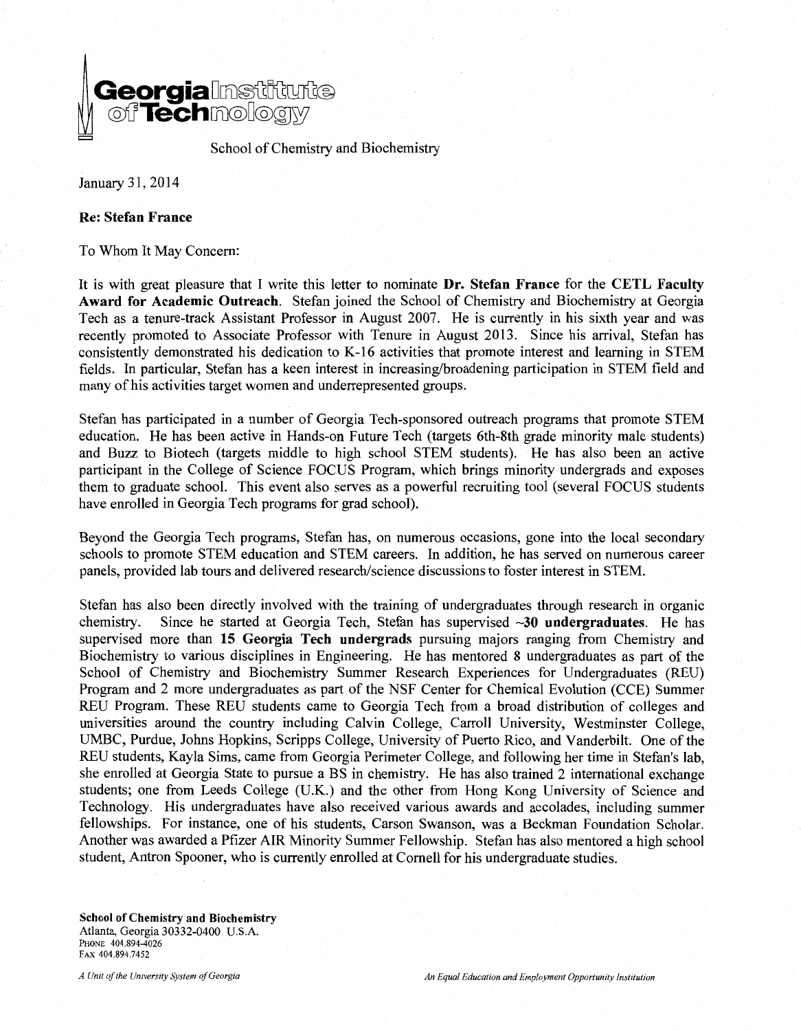Georgia Institute of Technology

School of Chemistry and Biochemistry

January 31, 2014

**Re: Stefan France**

To Whom It May Concern:

It is with great pleasure that I write this letter to nominate **Dr. Stefan France** for the **CETL Faculty Award for Academic Outreach**. Stefan joined the School of Chemistry and Biochemistry at Georgia Tech as a tenure-track Assistant Professor in August 2007. He is currently in his sixth year and was recently promoted to Associate Professor with Tenure in August 2013. Since his arrival, Stefan has consistently demonstrated his dedication to K-16 activities that promote interest and learning in STEM fields. In particular, Stefan has a keen interest in increasing/broadening participation in STEM field and many of his activities target women and underrepresented groups.

Stefan has participated in a number of Georgia Tech-sponsored outreach programs that promote STEM education. He has been active in Hands-on Future Tech (targets 6th-8th grade minority male students) and Buzz to Biotech (targets middle to high school STEM students). He has also been an active participant in the College of Science FOCUS Program, which brings minority undergrads and exposes them to graduate school. This event also serves as a powerful recruiting tool (several FOCUS students have enrolled in Georgia Tech programs for grad school).

Beyond the Georgia Tech programs, Stefan has, on numerous occasions, gone into the local secondary schools to promote STEM education and STEM careers. In addition, he has served on numerous career panels, provided lab tours and delivered research/science discussions to foster interest in STEM.

Stefan has also been directly involved with the training of undergraduates through research in organic chemistry. Since he started at Georgia Tech, Stefan has supervised **~30 undergraduates**. He has supervised more than **15 Georgia Tech undergrads** pursuing majors ranging from Chemistry and Biochemistry to various disciplines in Engineering. He has mentored 8 undergraduates as part of the School of Chemistry and Biochemistry Summer Research Experiences for Undergraduates (REU) Program and 2 more undergraduates as part of the NSF Center for Chemical Evolution (CCE) Summer REU Program. These REU students came to Georgia Tech from a broad distribution of colleges and universities around the country including Calvin College, Carroll University, Westminster College, UMBC, Purdue, Johns Hopkins, Scripps College, University of Puerto Rico, and Vanderbilt. One of the REU students, Kayla Sims, came from Georgia Perimeter College, and following her time in Stefan's lab, she enrolled at Georgia State to pursue a BS in chemistry. He has also trained 2 international exchange students; one from Leeds College (U.K.) and the other from Hong Kong University of Science and Technology. His undergraduates have also received various awards and accolades, including summer fellowships. For instance, one of his students, Carson Swanson, was a Beckman Foundation Scholar. Another was awarded a Pfizer AIR Minority Summer Fellowship. Stefan has also mentored a high school student, Antron Spooner, who is currently enrolled at Cornell for his undergraduate studies.

**School of Chemistry and Biochemistry**
Atlanta, Georgia 30332-0400 U.S.A.
PHONE 404.894-4026
FAX 404.894.7452

*A Unit of the University System of Georgia* *An Equal Education and Employment Opportunity Institution*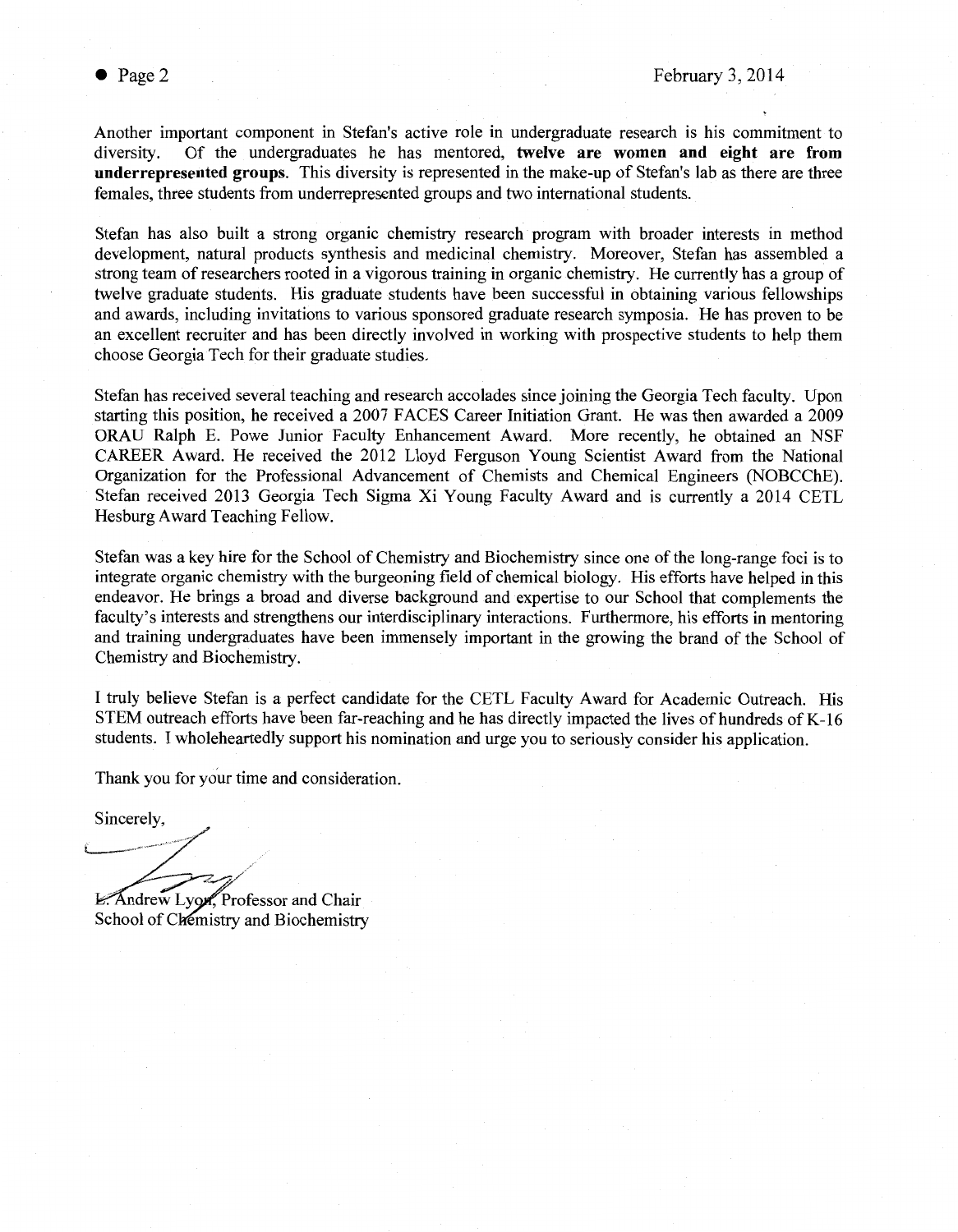Another important component in Stefan's active role in undergraduate research is his commitment to diversity. Of the undergraduates he has mentored, **twelve are women and eight are from underrepresented groups**. This diversity is represented in the make-up of Stefan's lab as there are three females, three students from underrepresented groups and two international students.

Stefan has also built a strong organic chemistry research program with broader interests in method development, natural products synthesis and medicinal chemistry. Moreover, Stefan has assembled a strong team of researchers rooted in a vigorous training in organic chemistry. He currently has a group of twelve graduate students. His graduate students have been successful in obtaining various fellowships and awards, including invitations to various sponsored graduate research symposia. He has proven to be an excellent recruiter and has been directly involved in working with prospective students to help them choose Georgia Tech for their graduate studies.

Stefan has received several teaching and research accolades since joining the Georgia Tech faculty. Upon starting this position, he received a 2007 FACES Career Initiation Grant. He was then awarded a 2009 ORAU Ralph E. Powe Junior Faculty Enhancement Award. More recently, he obtained an NSF CAREER Award. He received the 2012 Lloyd Ferguson Young Scientist Award from the National Organization for the Professional Advancement of Chemists and Chemical Engineers (NOBCChE). Stefan received 2013 Georgia Tech Sigma Xi Young Faculty Award and is currently a 2014 CETL Hesburg Award Teaching Fellow.

Stefan was a key hire for the School of Chemistry and Biochemistry since one of the long-range foci is to integrate organic chemistry with the burgeoning field of chemical biology. His efforts have helped in this endeavor. He brings a broad and diverse background and expertise to our School that complements the faculty's interests and strengthens our interdisciplinary interactions. Furthermore, his efforts in mentoring and training undergraduates have been immensely important in the growing the brand of the School of Chemistry and Biochemistry.

I truly believe Stefan is a perfect candidate for the CETL Faculty Award for Academic Outreach. His STEM outreach efforts have been far-reaching and he has directly impacted the lives of hundreds of K-16 students. I wholeheartedly support his nomination and urge you to seriously consider his application.

Thank you for your time and consideration.

Sincerely,

L. Andrew Lyon, Professor and Chair  
School of Chemistry and Biochemistry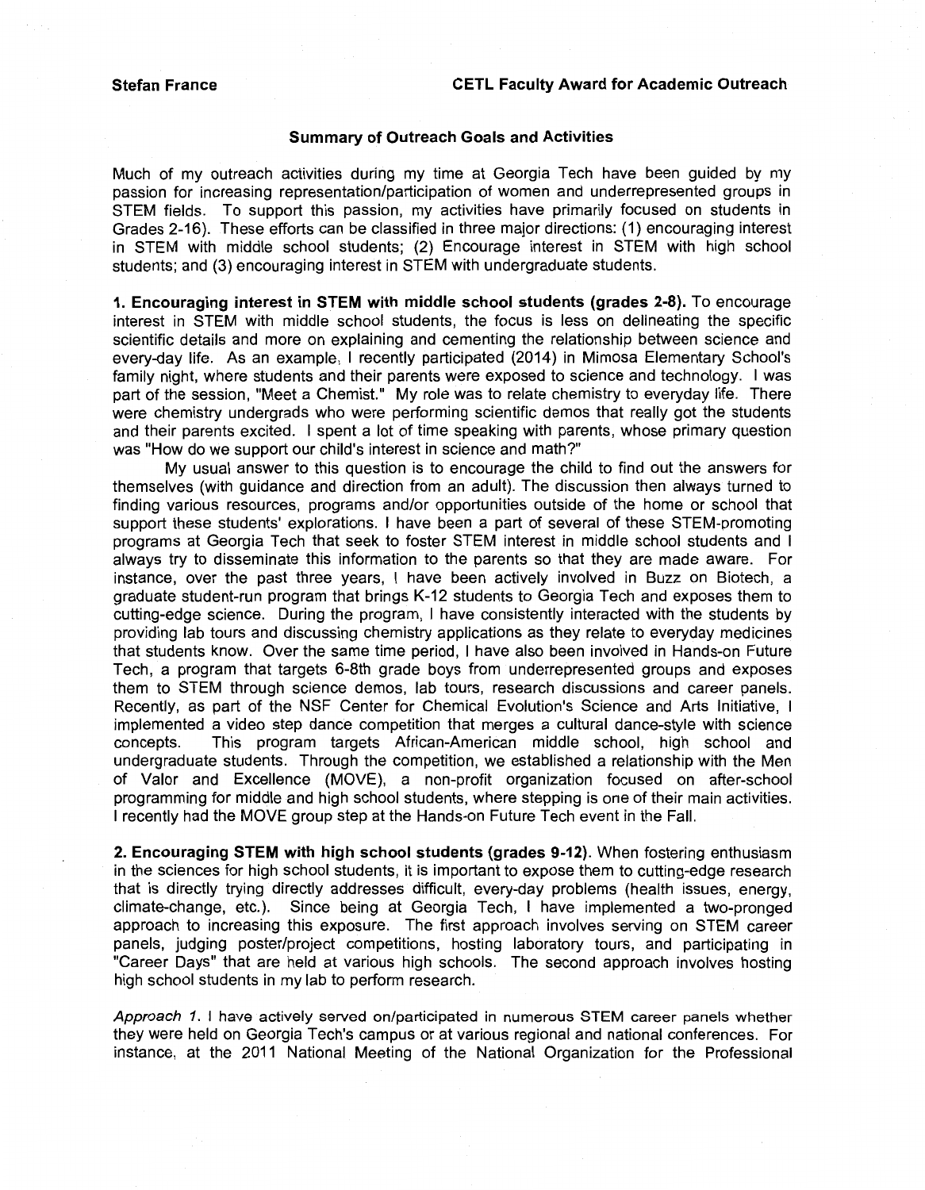**Summary of Outreach Goals and Activities**

Much of my outreach activities during my time at Georgia Tech have been guided by my passion for increasing representation/participation of women and underrepresented groups in STEM fields. To support this passion, my activities have primarily focused on students in Grades 2-16). These efforts can be classified in three major directions: (1) encouraging interest in STEM with middle school students; (2) Encourage interest in STEM with high school students; and (3) encouraging interest in STEM with undergraduate students.

**1. Encouraging interest in STEM with middle school students (grades 2-8).** To encourage interest in STEM with middle school students, the focus is less on delineating the specific scientific details and more on explaining and cementing the relationship between science and every-day life. As an example, I recently participated (2014) in Mimosa Elementary School's family night, where students and their parents were exposed to science and technology. I was part of the session, "Meet a Chemist." My role was to relate chemistry to everyday life. There were chemistry undergrads who were performing scientific demos that really got the students and their parents excited. I spent a lot of time speaking with parents, whose primary question was "How do we support our child's interest in science and math?"

My usual answer to this question is to encourage the child to find out the answers for themselves (with guidance and direction from an adult). The discussion then always turned to finding various resources, programs and/or opportunities outside of the home or school that support these students' explorations. I have been a part of several of these STEM-promoting programs at Georgia Tech that seek to foster STEM interest in middle school students and I always try to disseminate this information to the parents so that they are made aware. For instance, over the past three years, I have been actively involved in Buzz on Biotech, a graduate student-run program that brings K-12 students to Georgia Tech and exposes them to cutting-edge science. During the program, I have consistently interacted with the students by providing lab tours and discussing chemistry applications as they relate to everyday medicines that students know. Over the same time period, I have also been involved in Hands-on Future Tech, a program that targets 6-8th grade boys from underrepresented groups and exposes them to STEM through science demos, lab tours, research discussions and career panels. Recently, as part of the NSF Center for Chemical Evolution's Science and Arts Initiative, I implemented a video step dance competition that merges a cultural dance-style with science concepts. This program targets African-American middle school, high school and undergraduate students. Through the competition, we established a relationship with the Men of Valor and Excellence (MOVE), a non-profit organization focused on after-school programming for middle and high school students, where stepping is one of their main activities. I recently had the MOVE group step at the Hands-on Future Tech event in the Fall.

**2. Encouraging STEM with high school students (grades 9-12).** When fostering enthusiasm in the sciences for high school students, it is important to expose them to cutting-edge research that is directly trying directly addresses difficult, every-day problems (health issues, energy, climate-change, etc.). Since being at Georgia Tech, I have implemented a two-pronged approach to increasing this exposure. The first approach involves serving on STEM career panels, judging poster/project competitions, hosting laboratory tours, and participating in "Career Days" that are held at various high schools. The second approach involves hosting high school students in my lab to perform research.

*Approach 1.* I have actively served on/participated in numerous STEM career panels whether they were held on Georgia Tech's campus or at various regional and national conferences. For instance, at the 2011 National Meeting of the National Organization for the Professional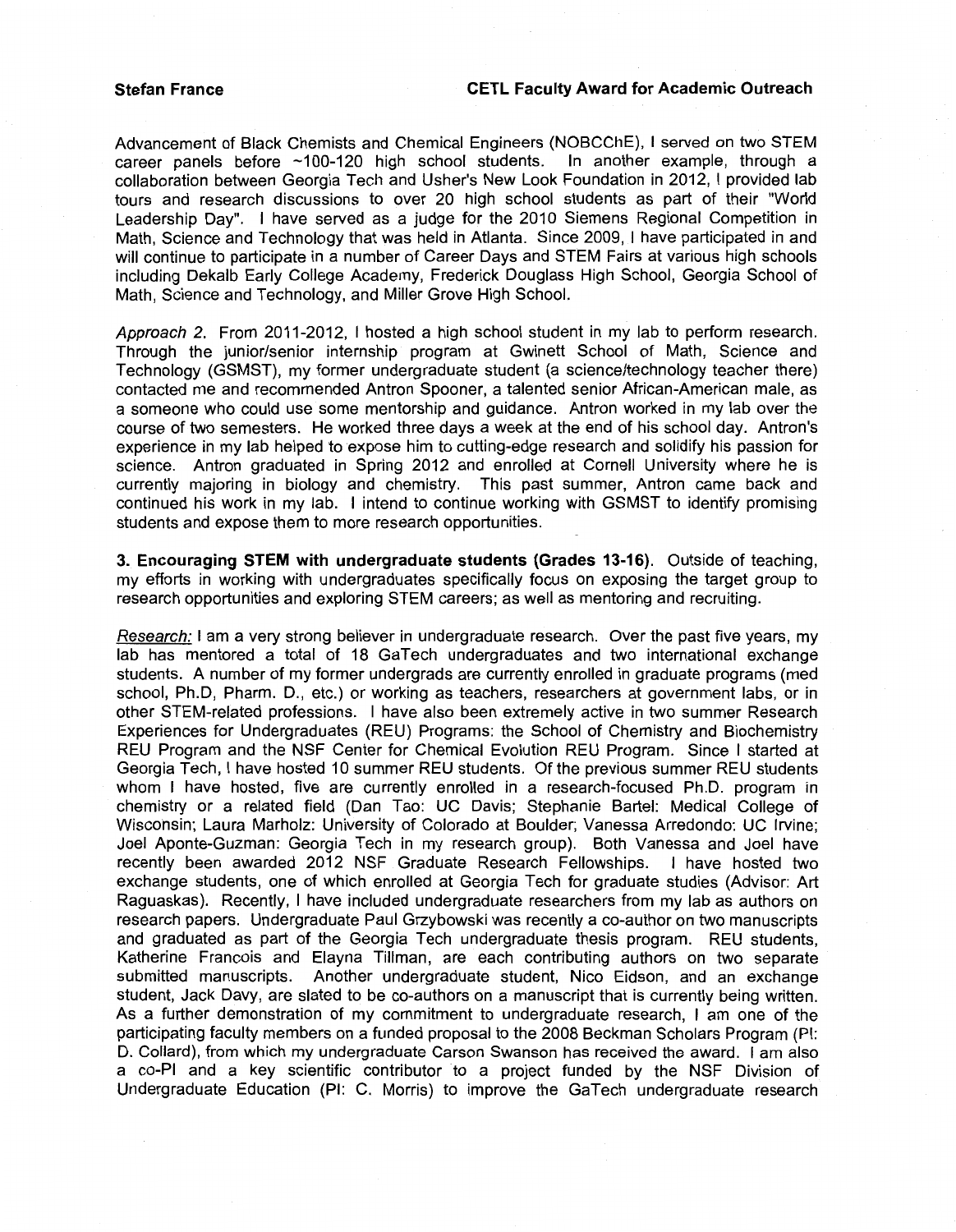Advancement of Black Chemists and Chemical Engineers (NOBCChE), I served on two STEM career panels before ~100-120 high school students. In another example, through a collaboration between Georgia Tech and Usher's New Look Foundation in 2012, I provided lab tours and research discussions to over 20 high school students as part of their "World Leadership Day". I have served as a judge for the 2010 Siemens Regional Competition in Math, Science and Technology that was held in Atlanta. Since 2009, I have participated in and will continue to participate in a number of Career Days and STEM Fairs at various high schools including Dekalb Early College Academy, Frederick Douglass High School, Georgia School of Math, Science and Technology, and Miller Grove High School.

*Approach 2.* From 2011-2012, I hosted a high school student in my lab to perform research. Through the junior/senior internship program at Gwinett School of Math, Science and Technology (GSMST), my former undergraduate student (a science/technology teacher there) contacted me and recommended Antron Spooner, a talented senior African-American male, as a someone who could use some mentorship and guidance. Antron worked in my lab over the course of two semesters. He worked three days a week at the end of his school day. Antron's experience in my lab helped to expose him to cutting-edge research and solidify his passion for science. Antron graduated in Spring 2012 and enrolled at Cornell University where he is currently majoring in biology and chemistry. This past summer, Antron came back and continued his work in my lab. I intend to continue working with GSMST to identify promising students and expose them to more research opportunities.

**3. Encouraging STEM with undergraduate students (Grades 13-16).** Outside of teaching, my efforts in working with undergraduates specifically focus on exposing the target group to research opportunities and exploring STEM careers; as well as mentoring and recruiting.

*Research:* I am a very strong believer in undergraduate research. Over the past five years, my lab has mentored a total of 18 GaTech undergraduates and two international exchange students. A number of my former undergrads are currently enrolled in graduate programs (med school, Ph.D, Pharm. D., etc.) or working as teachers, researchers at government labs, or in other STEM-related professions. I have also been extremely active in two summer Research Experiences for Undergraduates (REU) Programs: the School of Chemistry and Biochemistry REU Program and the NSF Center for Chemical Evolution REU Program. Since I started at Georgia Tech, I have hosted 10 summer REU students. Of the previous summer REU students whom I have hosted, five are currently enrolled in a research-focused Ph.D. program in chemistry or a related field (Dan Tao: UC Davis; Stephanie Bartel: Medical College of Wisconsin; Laura Marholz: University of Colorado at Boulder; Vanessa Arredondo: UC Irvine; Joel Aponte-Guzman: Georgia Tech in my research group). Both Vanessa and Joel have recently been awarded 2012 NSF Graduate Research Fellowships. I have hosted two exchange students, one of which enrolled at Georgia Tech for graduate studies (Advisor: Art Raguaskas). Recently, I have included undergraduate researchers from my lab as authors on research papers. Undergraduate Paul Grzybowski was recently a co-author on two manuscripts and graduated as part of the Georgia Tech undergraduate thesis program. REU students, Katherine Francois and Elayna Tillman, are each contributing authors on two separate submitted manuscripts. Another undergraduate student, Nico Eidson, and an exchange student, Jack Davy, are slated to be co-authors on a manuscript that is currently being written. As a further demonstration of my commitment to undergraduate research, I am one of the participating faculty members on a funded proposal to the 2008 Beckman Scholars Program (PI: D. Collard), from which my undergraduate Carson Swanson has received the award. I am also a co-PI and a key scientific contributor to a project funded by the NSF Division of Undergraduate Education (PI: C. Morris) to improve the GaTech undergraduate research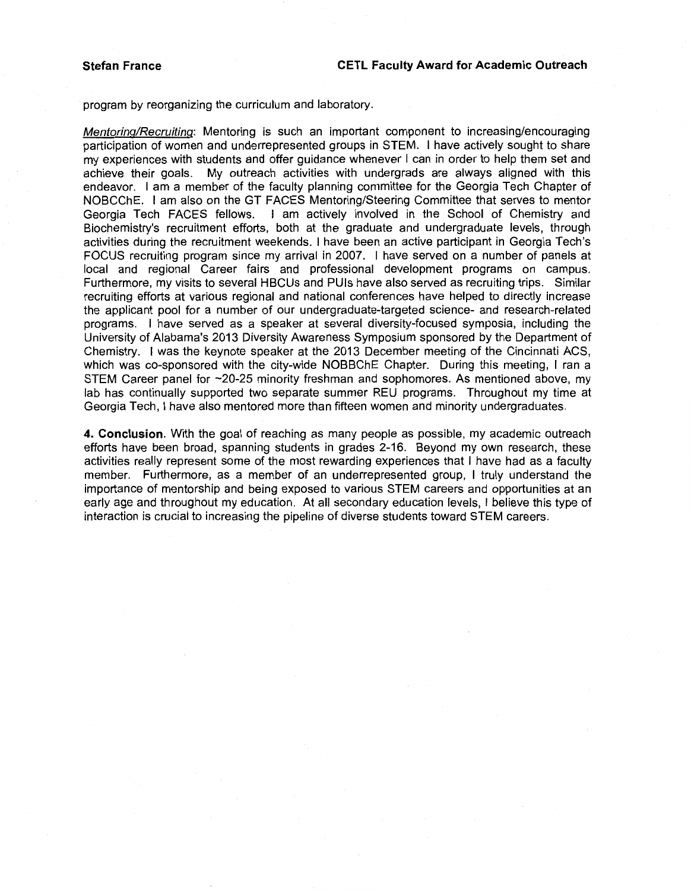program by reorganizing the curriculum and laboratory.

*Mentoring/Recruiting*: Mentoring is such an important component to increasing/encouraging participation of women and underrepresented groups in STEM. I have actively sought to share my experiences with students and offer guidance whenever I can in order to help them set and achieve their goals. My outreach activities with undergrads are always aligned with this endeavor. I am a member of the faculty planning committee for the Georgia Tech Chapter of NOBCChE. I am also on the GT FACES Mentoring/Steering Committee that serves to mentor Georgia Tech FACES fellows. I am actively involved in the School of Chemistry and Biochemistry's recruitment efforts, both at the graduate and undergraduate levels, through activities during the recruitment weekends. I have been an active participant in Georgia Tech's FOCUS recruiting program since my arrival in 2007. I have served on a number of panels at local and regional Career fairs and professional development programs on campus. Furthermore, my visits to several HBCUs and PUIs have also served as recruiting trips. Similar recruiting efforts at various regional and national conferences have helped to directly increase the applicant pool for a number of our undergraduate-targeted science- and research-related programs. I have served as a speaker at several diversity-focused symposia, including the University of Alabama's 2013 Diversity Awareness Symposium sponsored by the Department of Chemistry. I was the keynote speaker at the 2013 December meeting of the Cincinnati ACS, which was co-sponsored with the city-wide NOBBChE Chapter. During this meeting, I ran a STEM Career panel for ~20-25 minority freshman and sophomores. As mentioned above, my lab has continually supported two separate summer REU programs. Throughout my time at Georgia Tech, I have also mentored more than fifteen women and minority undergraduates.

**4. Conclusion**. With the goal of reaching as many people as possible, my academic outreach efforts have been broad, spanning students in grades 2-16. Beyond my own research, these activities really represent some of the most rewarding experiences that I have had as a faculty member. Furthermore, as a member of an underrepresented group, I truly understand the importance of mentorship and being exposed to various STEM careers and opportunities at an early age and throughout my education. At all secondary education levels, I believe this type of interaction is crucial to increasing the pipeline of diverse students toward STEM careers.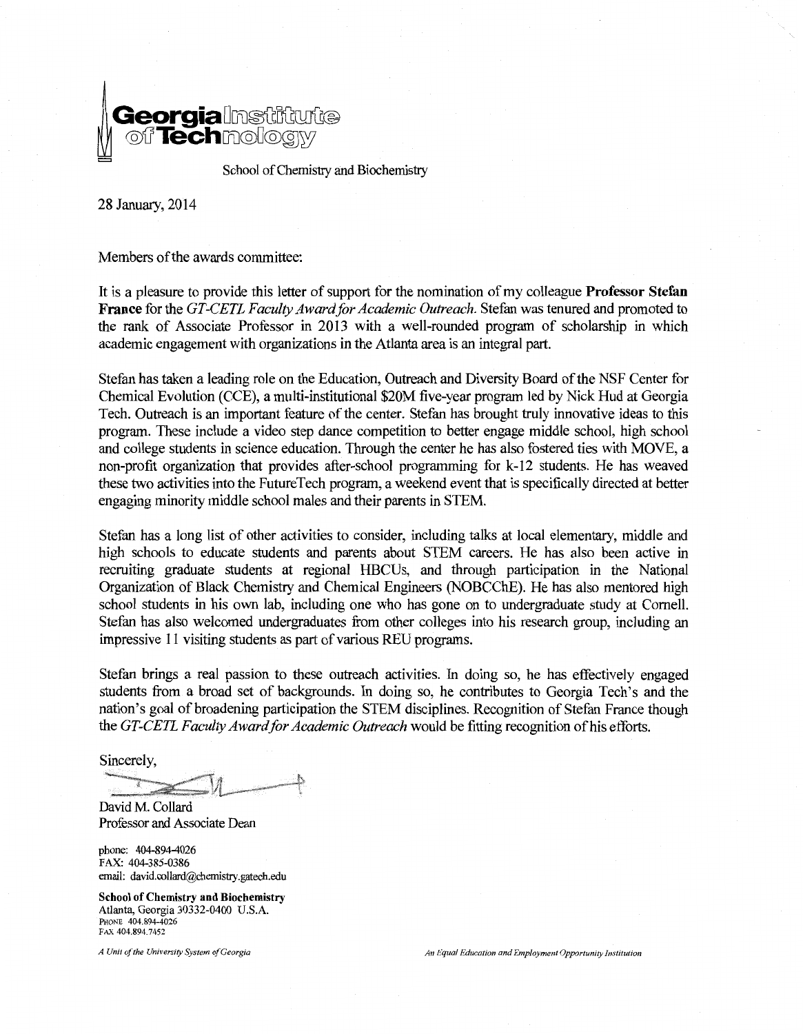**Georgia Institute of Technology**

School of Chemistry and Biochemistry

28 January, 2014

Members of the awards committee:

It is a pleasure to provide this letter of support for the nomination of my colleague **Professor Stefan France** for the *GT-CETL Faculty Award for Academic Outreach*. Stefan was tenured and promoted to the rank of Associate Professor in 2013 with a well-rounded program of scholarship in which academic engagement with organizations in the Atlanta area is an integral part.

Stefan has taken a leading role on the Education, Outreach and Diversity Board of the NSF Center for Chemical Evolution (CCE), a multi-institutional $20M five-year program led by Nick Hud at Georgia Tech. Outreach is an important feature of the center. Stefan has brought truly innovative ideas to this program. These include a video step dance competition to better engage middle school, high school and college students in science education. Through the center he has also fostered ties with MOVE, a non-profit organization that provides after-school programming for k-12 students. He has weaved these two activities into the FutureTech program, a weekend event that is specifically directed at better engaging minority middle school males and their parents in STEM.

Stefan has a long list of other activities to consider, including talks at local elementary, middle and high schools to educate students and parents about STEM careers. He has also been active in recruiting graduate students at regional HBCUs, and through participation in the National Organization of Black Chemistry and Chemical Engineers (NOBCChE). He has also mentored high school students in his own lab, including one who has gone on to undergraduate study at Cornell. Stefan has also welcomed undergraduates from other colleges into his research group, including an impressive 11 visiting students as part of various REU programs.

Stefan brings a real passion to these outreach activities. In doing so, he has effectively engaged students from a broad set of backgrounds. In doing so, he contributes to Georgia Tech's and the nation's goal of broadening participation the STEM disciplines. Recognition of Stefan France though the *GT-CETL Faculty Award for Academic Outreach* would be fitting recognition of his efforts.

Sincerely,

David M. Collard
Professor and Associate Dean

phone: 404-894-4026
FAX: 404-385-0386
email: david.collard@chemistry.gatech.edu

**School of Chemistry and Biochemistry**
Atlanta, Georgia 30332-0400 U.S.A.
PHONE 404.894.4026
FAX 404.894.7452

*A Unit of the University System of Georgia*

*An Equal Education and Employment Opportunity Institution*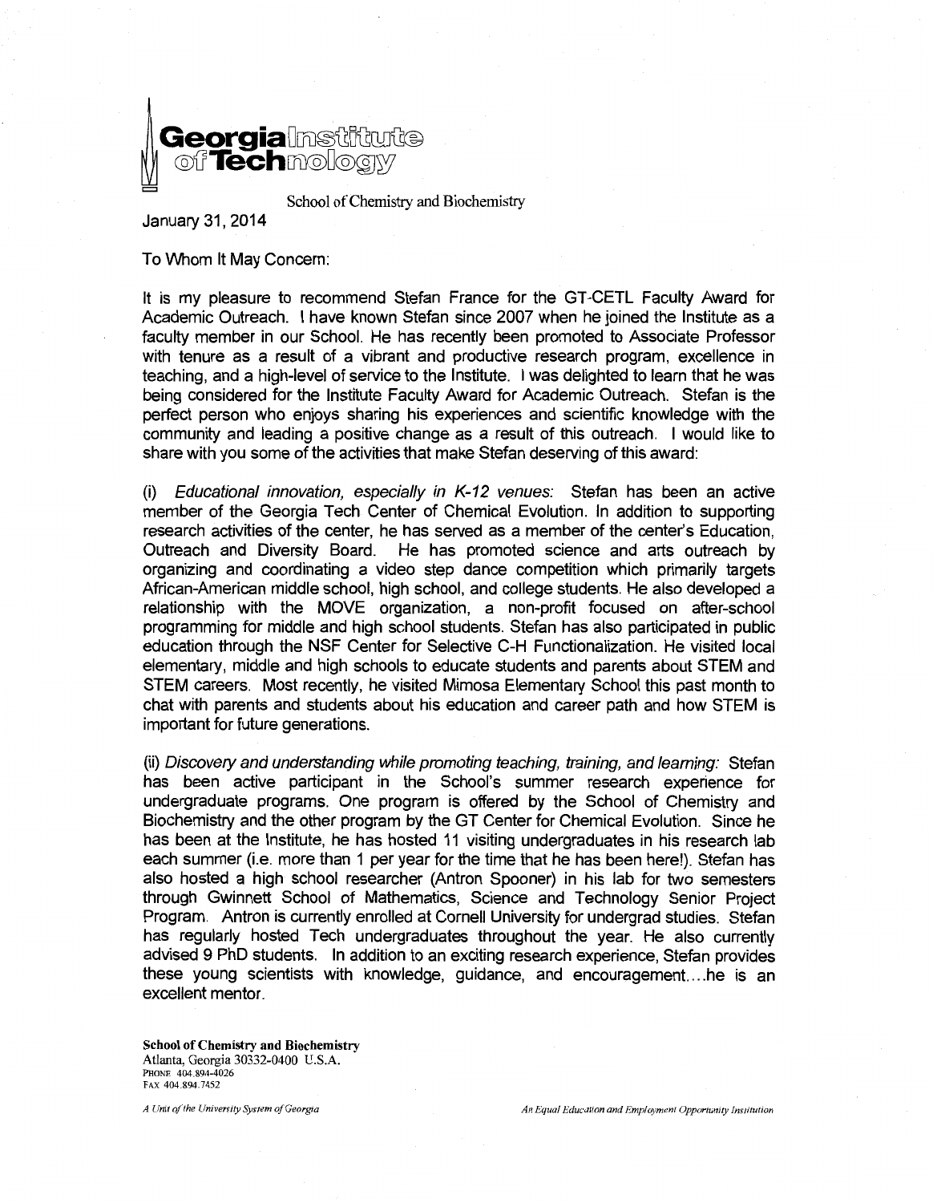Georgia Institute of Technology

School of Chemistry and Biochemistry

January 31, 2014

To Whom It May Concern:

It is my pleasure to recommend Stefan France for the GT-CETL Faculty Award for Academic Outreach. I have known Stefan since 2007 when he joined the Institute as a faculty member in our School. He has recently been promoted to Associate Professor with tenure as a result of a vibrant and productive research program, excellence in teaching, and a high-level of service to the Institute. I was delighted to learn that he was being considered for the Institute Faculty Award for Academic Outreach. Stefan is the perfect person who enjoys sharing his experiences and scientific knowledge with the community and leading a positive change as a result of this outreach. I would like to share with you some of the activities that make Stefan deserving of this award:

(i) *Educational innovation, especially in K-12 venues:* Stefan has been an active member of the Georgia Tech Center of Chemical Evolution. In addition to supporting research activities of the center, he has served as a member of the center's Education, Outreach and Diversity Board. He has promoted science and arts outreach by organizing and coordinating a video step dance competition which primarily targets African-American middle school, high school, and college students. He also developed a relationship with the MOVE organization, a non-profit focused on after-school programming for middle and high school students. Stefan has also participated in public education through the NSF Center for Selective C-H Functionalization. He visited local elementary, middle and high schools to educate students and parents about STEM and STEM careers. Most recently, he visited Mimosa Elementary School this past month to chat with parents and students about his education and career path and how STEM is important for future generations.

(ii) *Discovery and understanding while promoting teaching, training, and learning:* Stefan has been active participant in the School's summer research experience for undergraduate programs. One program is offered by the School of Chemistry and Biochemistry and the other program by the GT Center for Chemical Evolution. Since he has been at the Institute, he has hosted 11 visiting undergraduates in his research lab each summer (i.e. more than 1 per year for the time that he has been here!). Stefan has also hosted a high school researcher (Antron Spooner) in his lab for two semesters through Gwinnett School of Mathematics, Science and Technology Senior Project Program. Antron is currently enrolled at Cornell University for undergrad studies. Stefan has regularly hosted Tech undergraduates throughout the year. He also currently advised 9 PhD students. In addition to an exciting research experience, Stefan provides these young scientists with knowledge, guidance, and encouragement....he is an excellent mentor.

**School of Chemistry and Biochemistry**
Atlanta, Georgia 30332-0400 U.S.A.
PHONE 404.894-4026
FAX 404.894.7452

*A Unit of the University System of Georgia* *An Equal Education and Employment Opportunity Institution*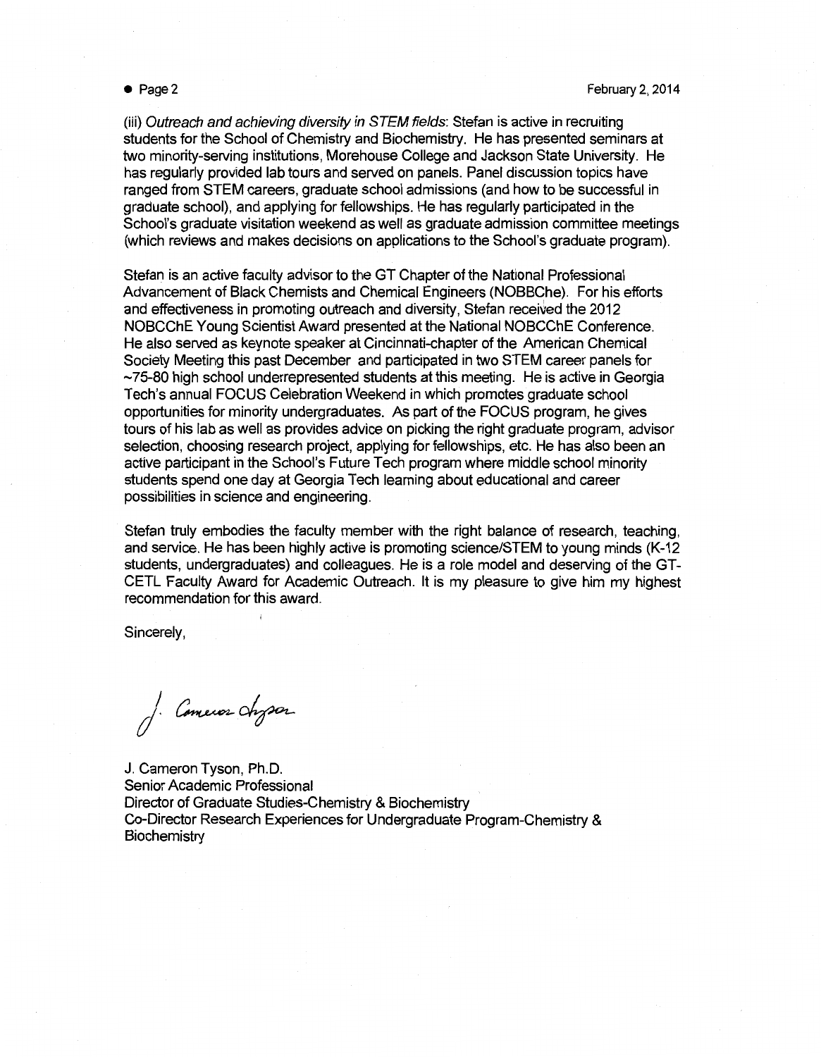(iii) *Outreach and achieving diversity in STEM fields*: Stefan is active in recruiting students for the School of Chemistry and Biochemistry. He has presented seminars at two minority-serving institutions, Morehouse College and Jackson State University. He has regularly provided lab tours and served on panels. Panel discussion topics have ranged from STEM careers, graduate school admissions (and how to be successful in graduate school), and applying for fellowships. He has regularly participated in the School's graduate visitation weekend as well as graduate admission committee meetings (which reviews and makes decisions on applications to the School's graduate program).

Stefan is an active faculty advisor to the GT Chapter of the National Professional Advancement of Black Chemists and Chemical Engineers (NOBBChe). For his efforts and effectiveness in promoting outreach and diversity, Stefan received the 2012 NOBCChE Young Scientist Award presented at the National NOBCChE Conference. He also served as keynote speaker at Cincinnati-chapter of the American Chemical Society Meeting this past December and participated in two STEM career panels for ~75-80 high school underrepresented students at this meeting. He is active in Georgia Tech's annual FOCUS Celebration Weekend in which promotes graduate school opportunities for minority undergraduates. As part of the FOCUS program, he gives tours of his lab as well as provides advice on picking the right graduate program, advisor selection, choosing research project, applying for fellowships, etc. He has also been an active participant in the School's Future Tech program where middle school minority students spend one day at Georgia Tech learning about educational and career possibilities in science and engineering.

Stefan truly embodies the faculty member with the right balance of research, teaching, and service. He has been highly active is promoting science/STEM to young minds (K-12 students, undergraduates) and colleagues. He is a role model and deserving of the GT-CETL Faculty Award for Academic Outreach. It is my pleasure to give him my highest recommendation for this award.

Sincerely,

J. Cameron Tyson, Ph.D.  
Senior Academic Professional  
Director of Graduate Studies-Chemistry & Biochemistry  
Co-Director Research Experiences for Undergraduate Program-Chemistry & Biochemistry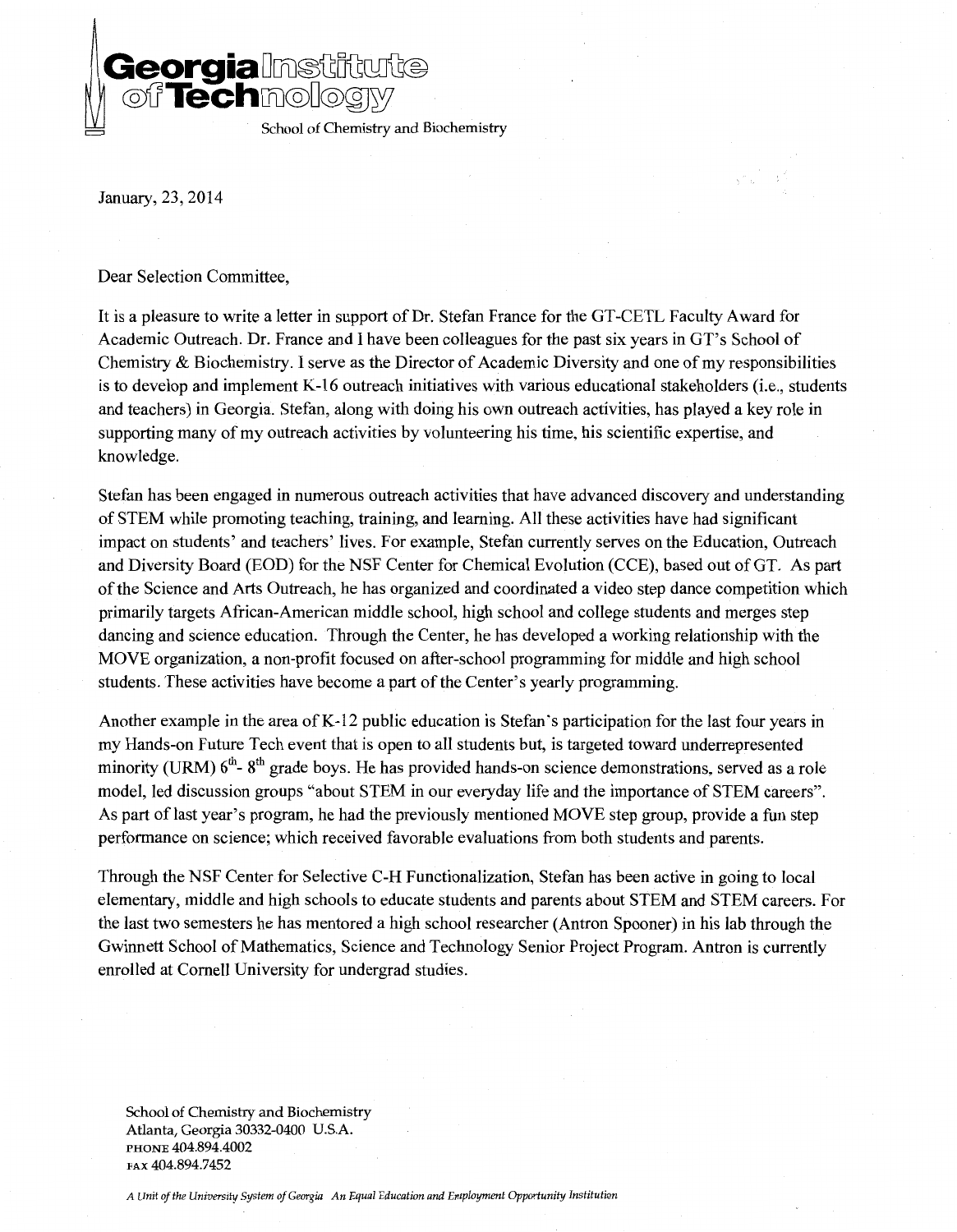**Georgia Institute of Technology**

School of Chemistry and Biochemistry

January, 23, 2014

Dear Selection Committee,

It is a pleasure to write a letter in support of Dr. Stefan France for the GT-CETL Faculty Award for Academic Outreach. Dr. France and I have been colleagues for the past six years in GT's School of Chemistry & Biochemistry. I serve as the Director of Academic Diversity and one of my responsibilities is to develop and implement K-16 outreach initiatives with various educational stakeholders (i.e., students and teachers) in Georgia. Stefan, along with doing his own outreach activities, has played a key role in supporting many of my outreach activities by volunteering his time, his scientific expertise, and knowledge.

Stefan has been engaged in numerous outreach activities that have advanced discovery and understanding of STEM while promoting teaching, training, and learning. All these activities have had significant impact on students' and teachers' lives. For example, Stefan currently serves on the Education, Outreach and Diversity Board (EOD) for the NSF Center for Chemical Evolution (CCE), based out of GT. As part of the Science and Arts Outreach, he has organized and coordinated a video step dance competition which primarily targets African-American middle school, high school and college students and merges step dancing and science education. Through the Center, he has developed a working relationship with the MOVE organization, a non-profit focused on after-school programming for middle and high school students. These activities have become a part of the Center's yearly programming.

Another example in the area of K-12 public education is Stefan's participation for the last four years in my Hands-on Future Tech event that is open to all students but, is targeted toward underrepresented minority (URM) 6th- 8th grade boys. He has provided hands-on science demonstrations, served as a role model, led discussion groups "about STEM in our everyday life and the importance of STEM careers". As part of last year's program, he had the previously mentioned MOVE step group, provide a fun step performance on science; which received favorable evaluations from both students and parents.

Through the NSF Center for Selective C-H Functionalization, Stefan has been active in going to local elementary, middle and high schools to educate students and parents about STEM and STEM careers. For the last two semesters he has mentored a high school researcher (Antron Spooner) in his lab through the Gwinnett School of Mathematics, Science and Technology Senior Project Program. Antron is currently enrolled at Cornell University for undergrad studies.

School of Chemistry and Biochemistry
Atlanta, Georgia 30332-0400 U.S.A.
PHONE 404.894.4002
FAX 404.894.7452

*A Unit of the University System of Georgia An Equal Education and Employment Opportunity Institution*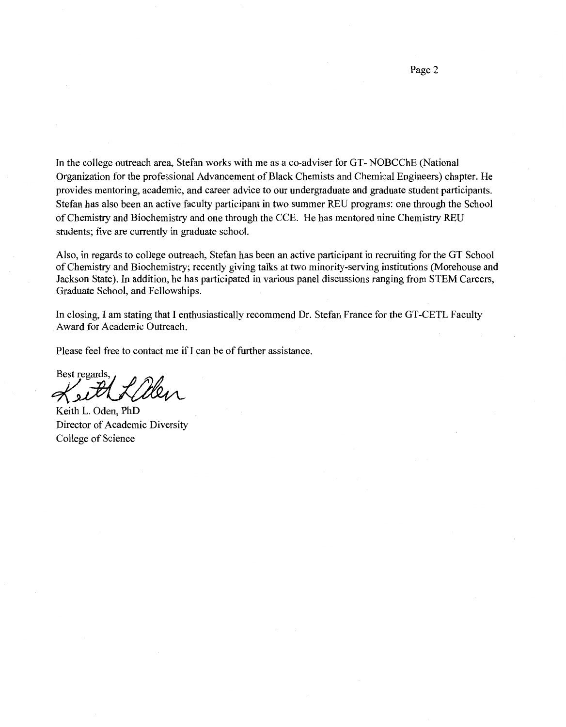In the college outreach area, Stefan works with me as a co-adviser for GT- NOBCChE (National Organization for the professional Advancement of Black Chemists and Chemical Engineers) chapter. He provides mentoring, academic, and career advice to our undergraduate and graduate student participants. Stefan has also been an active faculty participant in two summer REU programs: one through the School of Chemistry and Biochemistry and one through the CCE. He has mentored nine Chemistry REU students; five are currently in graduate school.

Also, in regards to college outreach, Stefan has been an active participant in recruiting for the GT School of Chemistry and Biochemistry; recently giving talks at two minority-serving institutions (Morehouse and Jackson State). In addition, he has participated in various panel discussions ranging from STEM Careers, Graduate School, and Fellowships.

In closing, I am stating that I enthusiastically recommend Dr. Stefan France for the GT-CETL Faculty Award for Academic Outreach.

Please feel free to contact me if I can be of further assistance.

Best regards,

Keith L. Oden, PhD  
Director of Academic Diversity  
College of Science